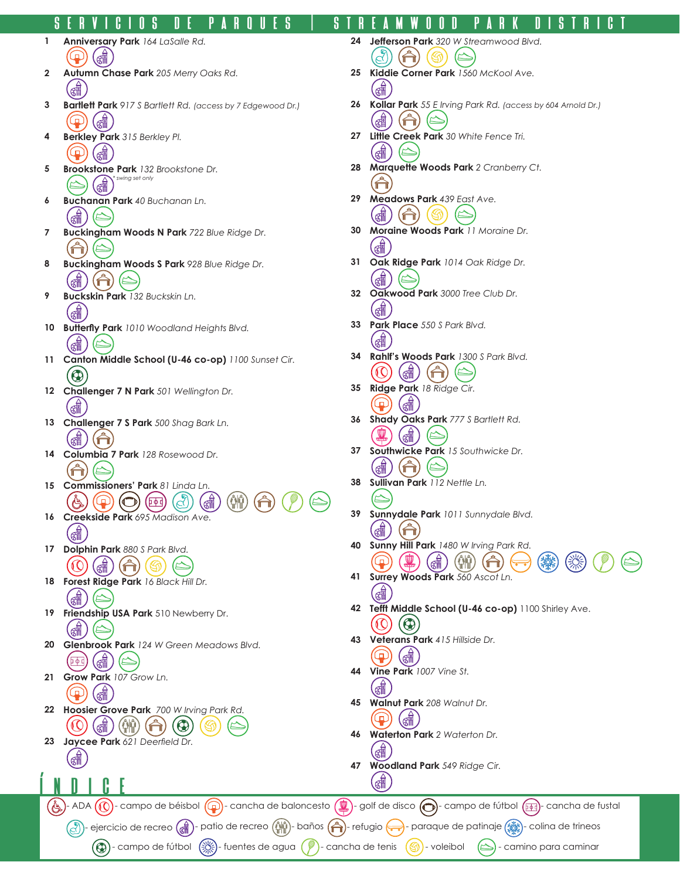# SERVICIOS DE PARQUES | STREAMWOOD PARK DISTRICT

1. **Anniversary Park** *164 LaSalle Rd.*
2. **Autumn Chase Park** *205 Merry Oaks Rd.*
3. **Bartlett Park** *917 S Bartlett Rd. (access by 7 Edgewood Dr.)*
4. **Berkley Park** *315 Berkley Pl.*
5. **Brookstone Park** *132 Brookstone Dr.* *\* swing set only*
6. **Buchanan Park** *40 Buchanan Ln.*
7. **Buckingham Woods N Park** *722 Blue Ridge Dr.*
8. **Buckingham Woods S Park** *928 Blue Ridge Dr.*
9. **Buckskin Park** *132 Buckskin Ln.*
10. **Butterfly Park** *1010 Woodland Heights Blvd.*
11. **Canton Middle School (U-46 co-op)** *1100 Sunset Cir.*
12. **Challenger 7 N Park** *501 Wellington Dr.*
13. **Challenger 7 S Park** *500 Shag Bark Ln.*
14. **Columbia 7 Park** *128 Rosewood Dr.*
15. **Commissioners' Park** *81 Linda Ln.*
16. **Creekside Park** *695 Madison Ave.*
17. **Dolphin Park** *880 S Park Blvd.*
18. **Forest Ridge Park** *16 Black Hill Dr.*
19. **Friendship USA Park** *510 Newberry Dr.*
20. **Glenbrook Park** *124 W Green Meadows Blvd.*
21. **Grow Park** *107 Grow Ln.*
22. **Hoosier Grove Park** *700 W Irving Park Rd.*
23. **Jaycee Park** *621 Deerfield Dr.*
24. **Jefferson Park** *320 W Streamwood Blvd.*
25. **Kiddie Corner Park** *1560 McKool Ave.*
26. **Kollar Park** *55 E Irving Park Rd. (access by 604 Arnold Dr.)*
27. **Little Creek Park** *30 White Fence Trl.*
28. **Marquette Woods Park** *2 Cranberry Ct.*
29. **Meadows Park** *439 East Ave.*
30. **Moraine Woods Park** *11 Moraine Dr.*
31. **Oak Ridge Park** *1014 Oak Ridge Dr.*
32. **Oakwood Park** *3000 Tree Club Dr.*
33. **Park Place** *550 S Park Blvd.*
34. **Rahlf's Woods Park** *1300 S Park Blvd.*
35. **Ridge Park** *18 Ridge Cir.*
36. **Shady Oaks Park** *777 S Bartlett Rd.*
37. **Southwicke Park** *15 Southwicke Dr.*
38. **Sullivan Park** *112 Nettle Ln.*
39. **Sunnydale Park** *1011 Sunnydale Blvd.*
40. **Sunny Hill Park** *1480 W Irving Park Rd.*
41. **Surrey Woods Park** *560 Ascot Ln.*
42. **Tefft Middle School (U-46 co-op)** *1100 Shirley Ave.*
43. **Veterans Park** *415 Hillside Dr.*
44. **Vine Park** *1007 Vine St.*
45. **Walnut Park** *208 Walnut Dr.*
46. **Waterton Park** *2 Waterton Dr.*
47. **Woodland Park** *549 Ridge Cir.*

## ÍNDICE

- ADA
- campo de béisbol
- cancha de baloncesto
- golf de disco
- campo de fútbol
- cancha de fustal
- ejercicio de recreo
- patio de recreo
- baños
- refugio
- paraque de patinaje
- colina de trineos
- campo de fútbol
- fuentes de agua
- cancha de tenis
- voleibol
- camino para caminar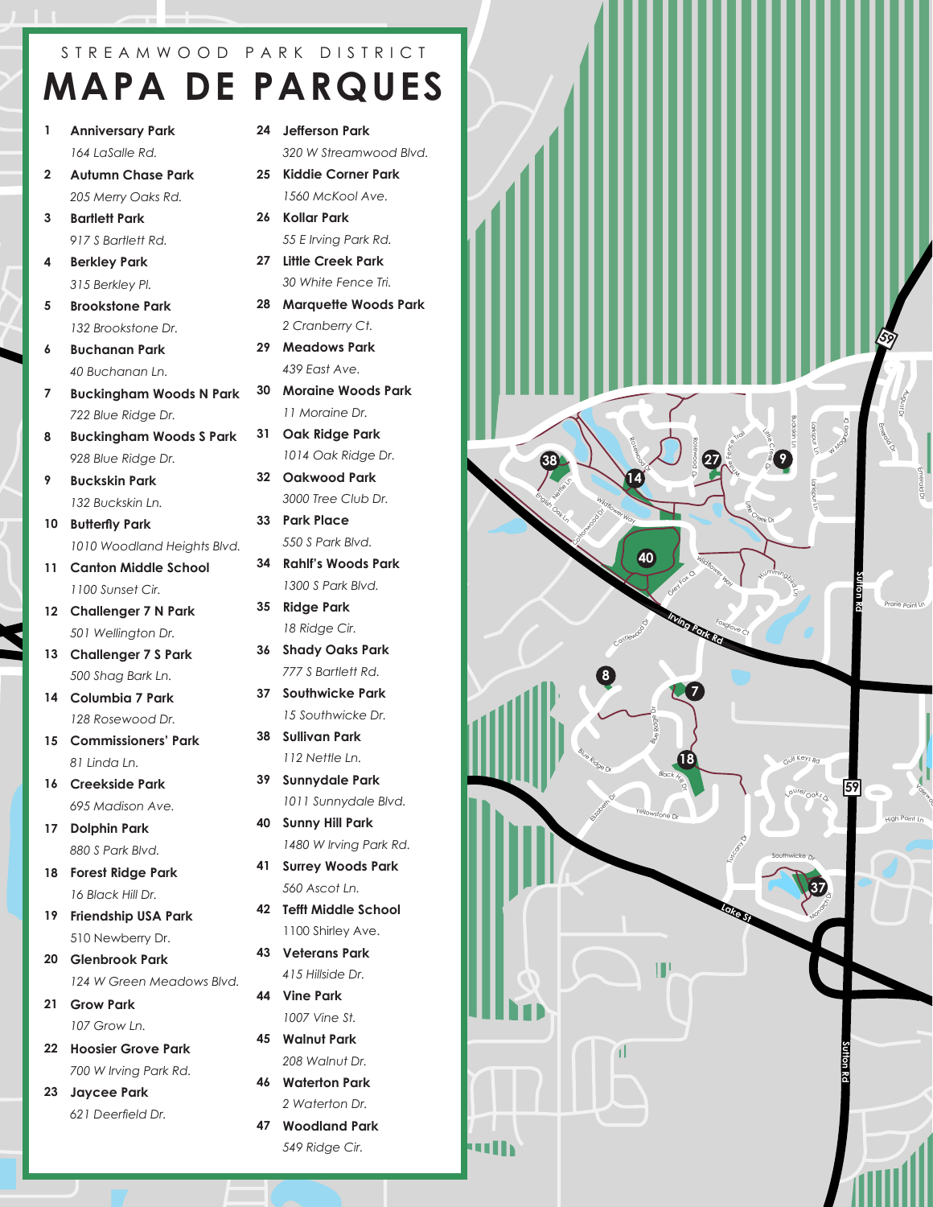STREAMWOOD PARK DISTRICT

# MAPA DE PARQUES

1. **Anniversary Park**
   *164 LaSalle Rd.*
2. **Autumn Chase Park**
   *205 Merry Oaks Rd.*
3. **Bartlett Park**
   *917 S Bartlett Rd.*
4. **Berkley Park**
   *315 Berkley Pl.*
5. **Brookstone Park**
   *132 Brookstone Dr.*
6. **Buchanan Park**
   *40 Buchanan Ln.*
7. **Buckingham Woods N Park**
   *722 Blue Ridge Dr.*
8. **Buckingham Woods S Park**
   *928 Blue Ridge Dr.*
9. **Buckskin Park**
   *132 Buckskin Ln.*
10. **Butterfly Park**
    *1010 Woodland Heights Blvd.*
11. **Canton Middle School**
    *1100 Sunset Cir.*
12. **Challenger 7 N Park**
    *501 Wellington Dr.*
13. **Challenger 7 S Park**
    *500 Shag Bark Ln.*
14. **Columbia 7 Park**
    *128 Rosewood Dr.*
15. **Commissioners' Park**
    *81 Linda Ln.*
16. **Creekside Park**
    *695 Madison Ave.*
17. **Dolphin Park**
    *880 S Park Blvd.*
18. **Forest Ridge Park**
    *16 Black Hill Dr.*
19. **Friendship USA Park**
    *510 Newberry Dr.*
20. **Glenbrook Park**
    *124 W Green Meadows Blvd.*
21. **Grow Park**
    *107 Grow Ln.*
22. **Hoosier Grove Park**
    *700 W Irving Park Rd.*
23. **Jaycee Park**
    *621 Deerfield Dr.*
24. **Jefferson Park**
    *320 W Streamwood Blvd.*
25. **Kiddie Corner Park**
    *1560 McKool Ave.*
26. **Kollar Park**
    *55 E Irving Park Rd.*
27. **Little Creek Park**
    *30 White Fence Trl.*
28. **Marquette Woods Park**
    *2 Cranberry Ct.*
29. **Meadows Park**
    *439 East Ave.*
30. **Moraine Woods Park**
    *11 Moraine Dr.*
31. **Oak Ridge Park**
    *1014 Oak Ridge Dr.*
32. **Oakwood Park**
    *3000 Tree Club Dr.*
33. **Park Place**
    *550 S Park Blvd.*
34. **Rahlf's Woods Park**
    *1300 S Park Blvd.*
35. **Ridge Park**
    *18 Ridge Cir.*
36. **Shady Oaks Park**
    *777 S Bartlett Rd.*
37. **Southwicke Park**
    *15 Southwicke Dr.*
38. **Sullivan Park**
    *112 Nettle Ln.*
39. **Sunnydale Park**
    *1011 Sunnydale Blvd.*
40. **Sunny Hill Park**
    *1480 W Irving Park Rd.*
41. **Surrey Woods Park**
    *560 Ascot Ln.*
42. **Tefft Middle School**
    *1100 Shirley Ave.*
43. **Veterans Park**
    *415 Hillside Dr.*
44. **Vine Park**
    *1007 Vine St.*
45. **Walnut Park**
    *208 Walnut Dr.*
46. **Waterton Park**
    *2 Waterton Dr.*
47. **Woodland Park**
    *549 Ridge Cir.*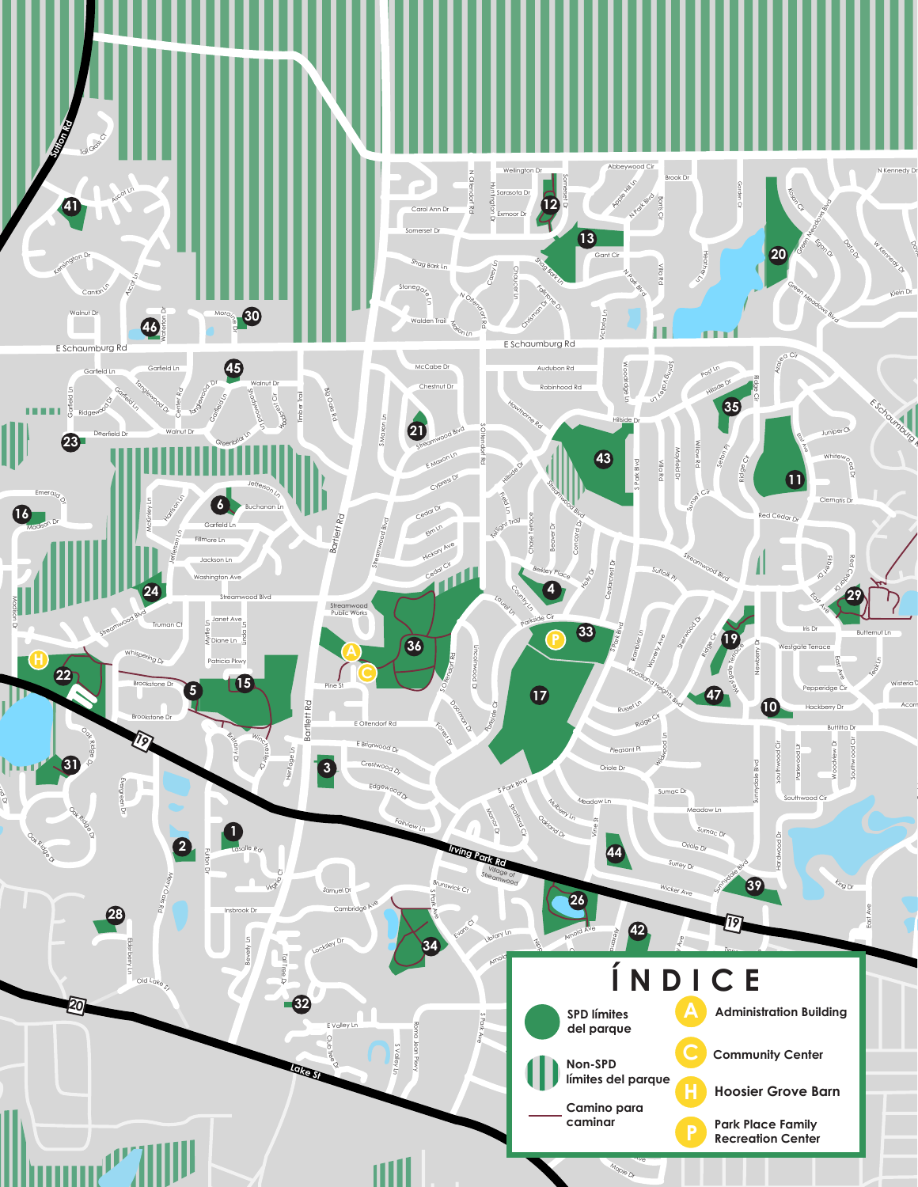## ÍNDICE

- SPD límites del parque
- Non-SPD límites del parque
- Camino para caminar
- A — Administration Building
- C — Community Center
- H — Hoosier Grove Barn
- P — Park Place Family Recreation Center